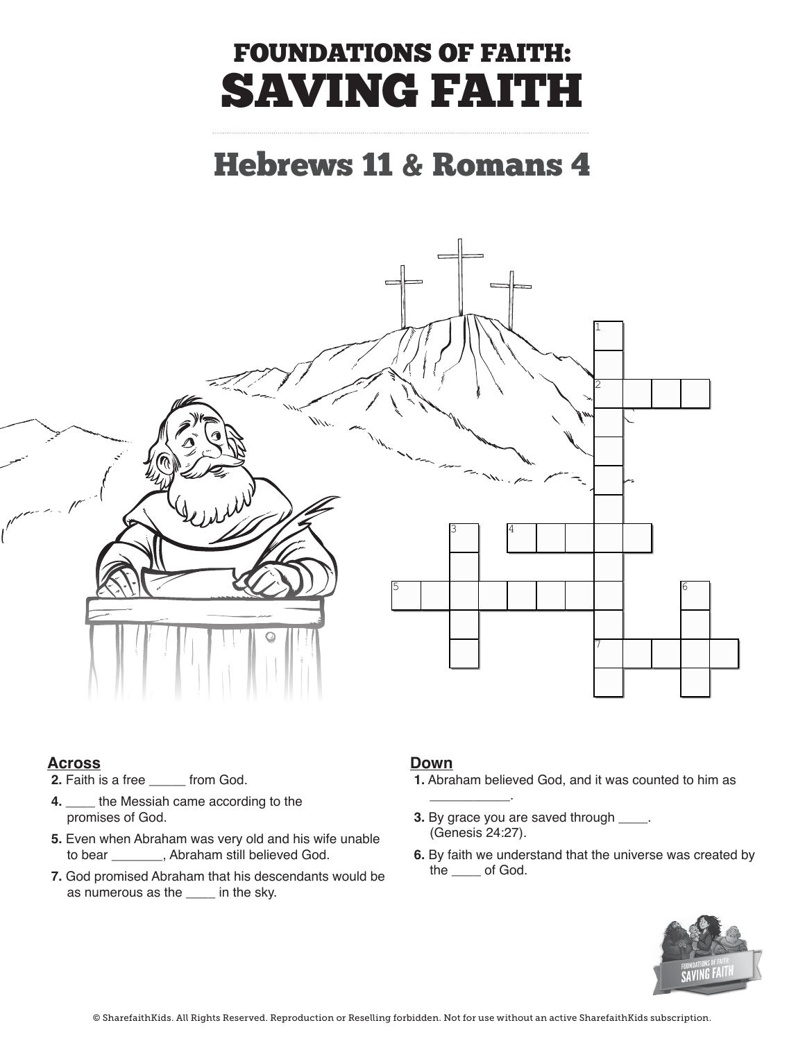# FOUNDATIONS OF FAITH: SAVING FAITH

## Hebrews 11 & Romans 4

**Across**

2. Faith is a free _____ from God.
4. ____ the Messiah came according to the promises of God.
5. Even when Abraham was very old and his wife unable to bear _______, Abraham still believed God.
7. God promised Abraham that his descendants would be as numerous as the ____ in the sky.

**Down**

1. Abraham believed God, and it was counted to him as ___________.
3. By grace you are saved through ____. (Genesis 24:27).
6. By faith we understand that the universe was created by the ____ of God.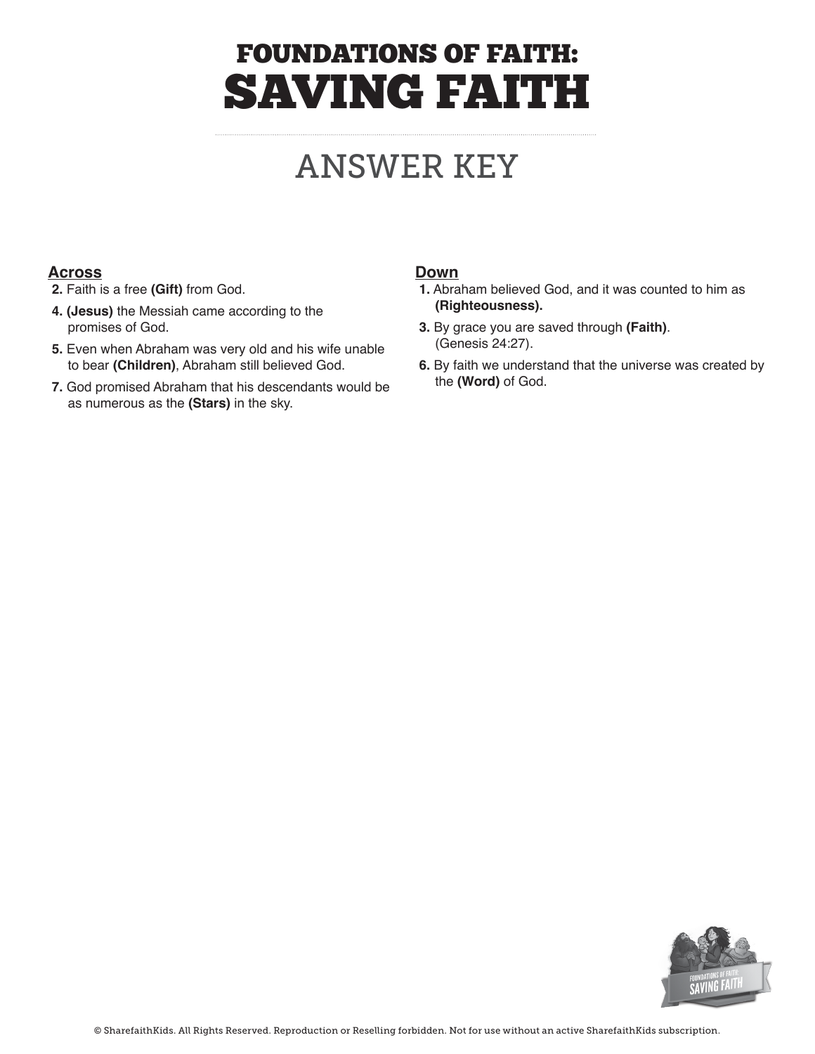# FOUNDATIONS OF FAITH: SAVING FAITH

## ANSWER KEY

**Across**

**2.** Faith is a free **(Gift)** from God.

**4.** **(Jesus)** the Messiah came according to the promises of God.

**5.** Even when Abraham was very old and his wife unable to bear **(Children)**, Abraham still believed God.

**7.** God promised Abraham that his descendants would be as numerous as the **(Stars)** in the sky.

**Down**

**1.** Abraham believed God, and it was counted to him as **(Righteousness).**

**3.** By grace you are saved through **(Faith)**. (Genesis 24:27).

**6.** By faith we understand that the universe was created by the **(Word)** of God.

© SharefaithKids. All Rights Reserved. Reproduction or Reselling forbidden. Not for use without an active SharefaithKids subscription.